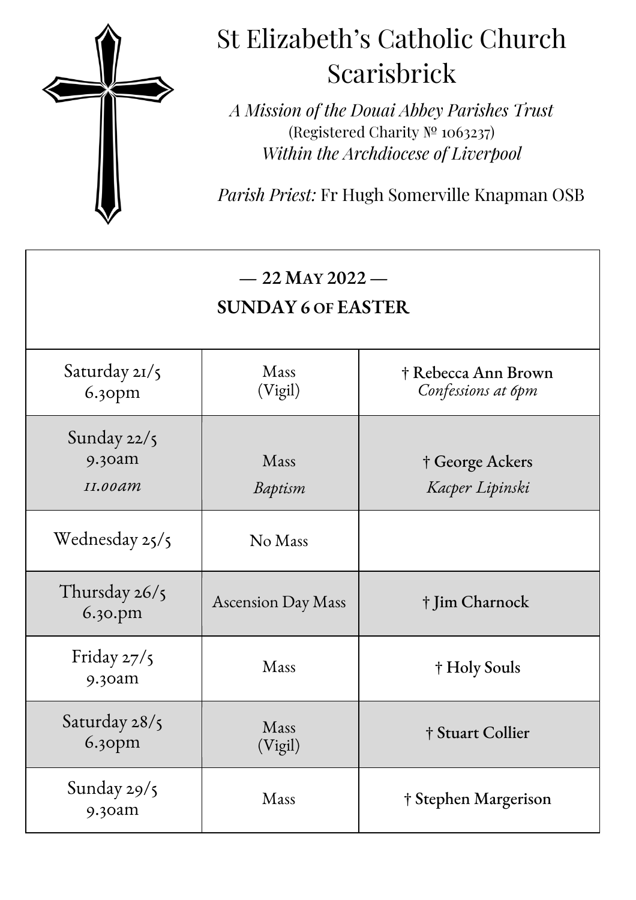# St Elizabeth's Catholic Church
# Scarisbrick

*A Mission of the Douai Abbey Parishes Trust*
(Registered Charity № 1063237)
*Within the Archdiocese of Liverpool*

*Parish Priest:* Fr Hugh Somerville Knapman OSB

## — 22 May 2022 —
## SUNDAY 6 OF EASTER

| | | |
|---|---|---|
| Saturday 21/5<br>6.30pm | Mass<br>(Vigil) | † **Rebecca Ann Brown**<br>*Confessions at 6pm* |
| Sunday 22/5<br>9.30am<br>*11.00am* | Mass<br>*Baptism* | † **George Ackers**<br>*Kacper Lipinski* |
| Wednesday 25/5 | No Mass | |
| Thursday 26/5<br>6.30.pm | Ascension Day Mass | † **Jim Charnock** |
| Friday 27/5<br>9.30am | Mass | † **Holy Souls** |
| Saturday 28/5<br>6.30pm | Mass<br>(Vigil) | † **Stuart Collier** |
| Sunday 29/5<br>9.30am | Mass | † **Stephen Margerison** |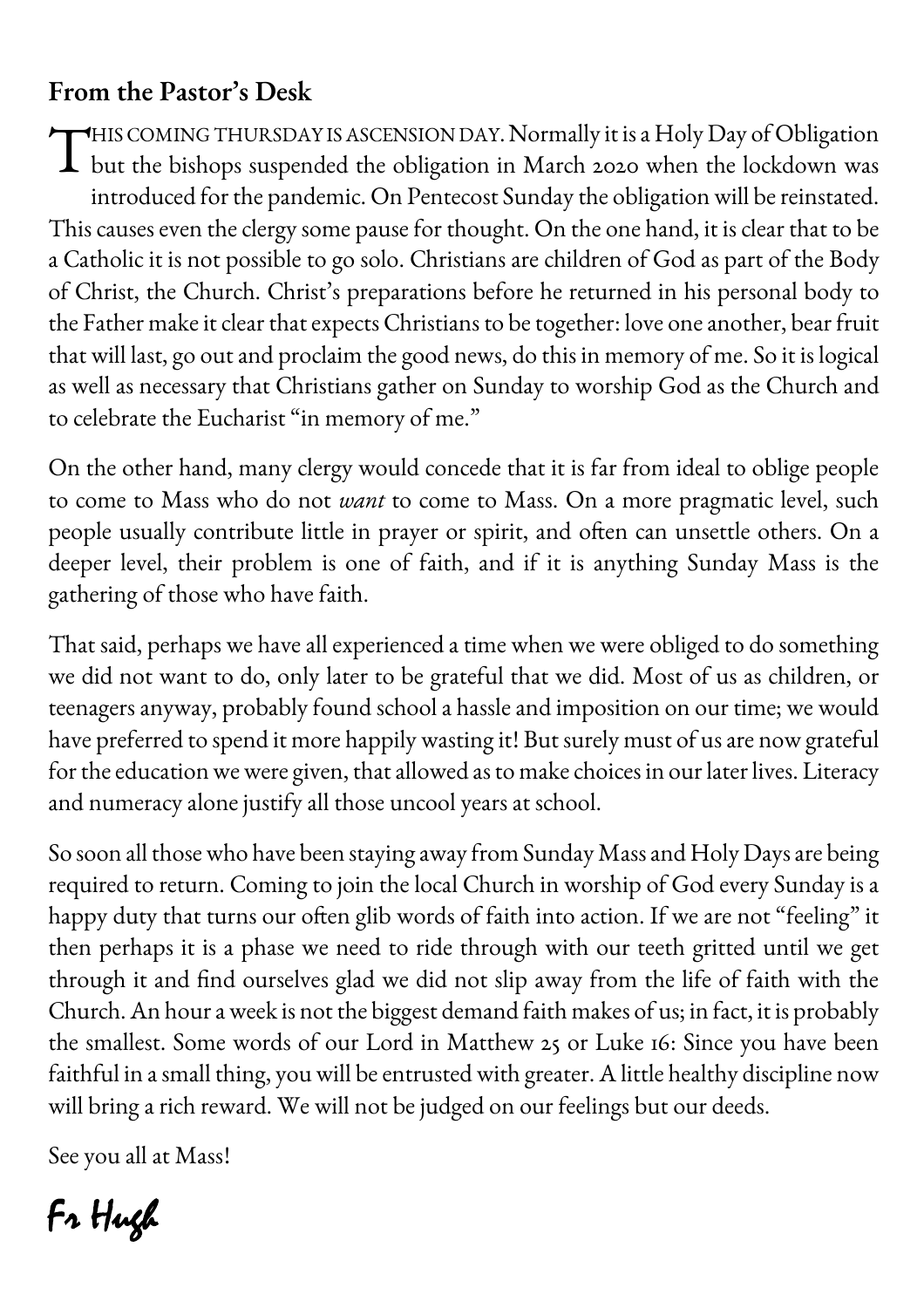## From the Pastor's Desk

THIS COMING THURSDAY IS ASCENSION DAY. Normally it is a Holy Day of Obligation but the bishops suspended the obligation in March 2020 when the lockdown was introduced for the pandemic. On Pentecost Sunday the obligation will be reinstated. This causes even the clergy some pause for thought. On the one hand, it is clear that to be a Catholic it is not possible to go solo. Christians are children of God as part of the Body of Christ, the Church. Christ's preparations before he returned in his personal body to the Father make it clear that expects Christians to be together: love one another, bear fruit that will last, go out and proclaim the good news, do this in memory of me. So it is logical as well as necessary that Christians gather on Sunday to worship God as the Church and to celebrate the Eucharist "in memory of me."

On the other hand, many clergy would concede that it is far from ideal to oblige people to come to Mass who do not *want* to come to Mass. On a more pragmatic level, such people usually contribute little in prayer or spirit, and often can unsettle others. On a deeper level, their problem is one of faith, and if it is anything Sunday Mass is the gathering of those who have faith.

That said, perhaps we have all experienced a time when we were obliged to do something we did not want to do, only later to be grateful that we did. Most of us as children, or teenagers anyway, probably found school a hassle and imposition on our time; we would have preferred to spend it more happily wasting it! But surely must of us are now grateful for the education we were given, that allowed as to make choices in our later lives. Literacy and numeracy alone justify all those uncool years at school.

So soon all those who have been staying away from Sunday Mass and Holy Days are being required to return. Coming to join the local Church in worship of God every Sunday is a happy duty that turns our often glib words of faith into action. If we are not "feeling" it then perhaps it is a phase we need to ride through with our teeth gritted until we get through it and find ourselves glad we did not slip away from the life of faith with the Church. An hour a week is not the biggest demand faith makes of us; in fact, it is probably the smallest. Some words of our Lord in Matthew 25 or Luke 16: Since you have been faithful in a small thing, you will be entrusted with greater. A little healthy discipline now will bring a rich reward. We will not be judged on our feelings but our deeds.

See you all at Mass!

*Fr Hugh*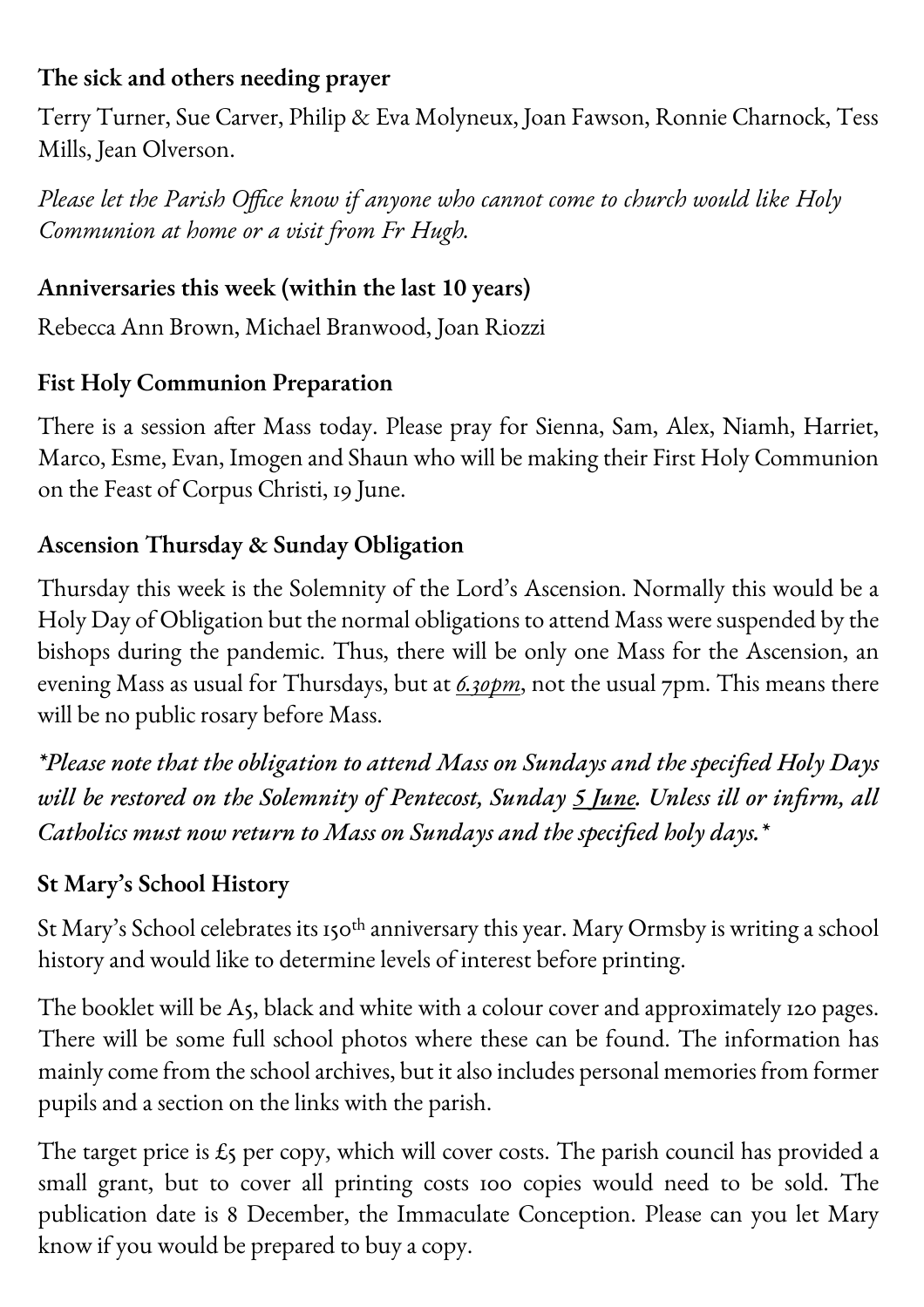**The sick and others needing prayer**

Terry Turner, Sue Carver, Philip & Eva Molyneux, Joan Fawson, Ronnie Charnock, Tess Mills, Jean Olverson.

*Please let the Parish Office know if anyone who cannot come to church would like Holy Communion at home or a visit from Fr Hugh.*

**Anniversaries this week (within the last 10 years)**

Rebecca Ann Brown, Michael Branwood, Joan Riozzi

**Fist Holy Communion Preparation**

There is a session after Mass today. Please pray for Sienna, Sam, Alex, Niamh, Harriet, Marco, Esme, Evan, Imogen and Shaun who will be making their First Holy Communion on the Feast of Corpus Christi, 19 June.

**Ascension Thursday & Sunday Obligation**

Thursday this week is the Solemnity of the Lord's Ascension. Normally this would be a Holy Day of Obligation but the normal obligations to attend Mass were suspended by the bishops during the pandemic. Thus, there will be only one Mass for the Ascension, an evening Mass as usual for Thursdays, but at *<u>6.30pm</u>*, not the usual 7pm. This means there will be no public rosary before Mass.

***Please note that the obligation to attend Mass on Sundays and the specified Holy Days will be restored on the Solemnity of Pentecost, Sunday <u>5 June</u>. Unless ill or infirm, all Catholics must now return to Mass on Sundays and the specified holy days.***

**St Mary's School History**

St Mary's School celebrates its 150th anniversary this year. Mary Ormsby is writing a school history and would like to determine levels of interest before printing.

The booklet will be A5, black and white with a colour cover and approximately 120 pages. There will be some full school photos where these can be found. The information has mainly come from the school archives, but it also includes personal memories from former pupils and a section on the links with the parish.

The target price is £5 per copy, which will cover costs. The parish council has provided a small grant, but to cover all printing costs 100 copies would need to be sold. The publication date is 8 December, the Immaculate Conception. Please can you let Mary know if you would be prepared to buy a copy.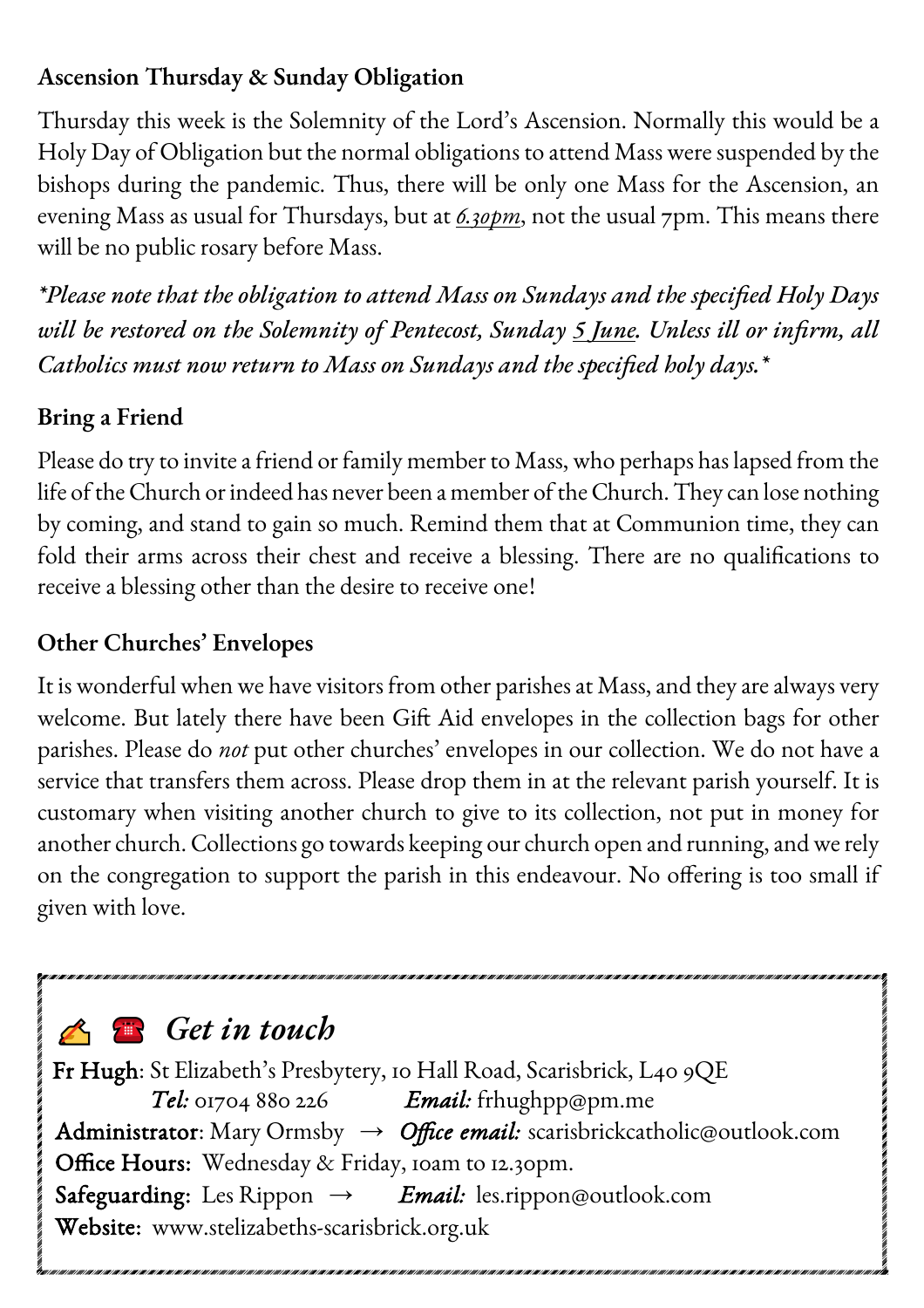### Ascension Thursday & Sunday Obligation

Thursday this week is the Solemnity of the Lord's Ascension. Normally this would be a Holy Day of Obligation but the normal obligations to attend Mass were suspended by the bishops during the pandemic. Thus, there will be only one Mass for the Ascension, an evening Mass as usual for Thursdays, but at *6.30pm*, not the usual 7pm. This means there will be no public rosary before Mass.

**Please note that the obligation to attend Mass on Sundays and the specified Holy Days will be restored on the Solemnity of Pentecost, Sunday 5 June. Unless ill or infirm, all Catholics must now return to Mass on Sundays and the specified holy days.**

### Bring a Friend

Please do try to invite a friend or family member to Mass, who perhaps has lapsed from the life of the Church or indeed has never been a member of the Church. They can lose nothing by coming, and stand to gain so much. Remind them that at Communion time, they can fold their arms across their chest and receive a blessing. There are no qualifications to receive a blessing other than the desire to receive one!

### Other Churches' Envelopes

It is wonderful when we have visitors from other parishes at Mass, and they are always very welcome. But lately there have been Gift Aid envelopes in the collection bags for other parishes. Please do *not* put other churches' envelopes in our collection. We do not have a service that transfers them across. Please drop them in at the relevant parish yourself. It is customary when visiting another church to give to its collection, not put in money for another church. Collections go towards keeping our church open and running, and we rely on the congregation to support the parish in this endeavour. No offering is too small if given with love.

## ✍ ☎ *Get in touch*

**Fr Hugh**: St Elizabeth's Presbytery, 10 Hall Road, Scarisbrick, L40 9QE
*Tel:* 01704 880 226 *Email:* frhughpp@pm.me
**Administrator**: Mary Ormsby → *Office email:* scarisbrickcatholic@outlook.com
**Office Hours**: Wednesday & Friday, 10am to 12.30pm.
**Safeguarding**: Les Rippon → *Email:* les.rippon@outlook.com
**Website**: www.stelizabeths-scarisbrick.org.uk